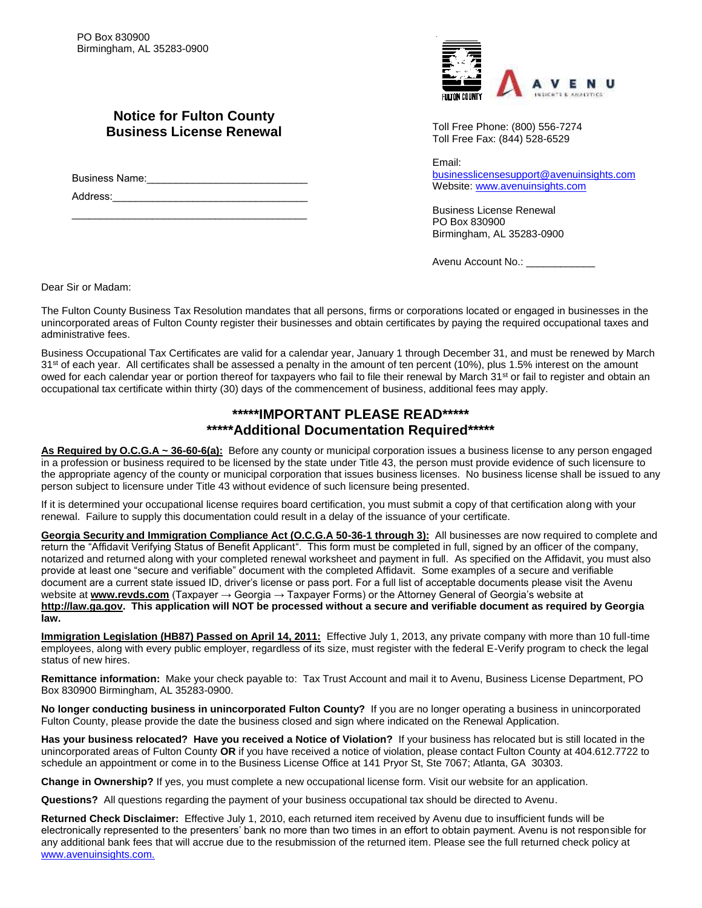PO Box 830900
Birmingham, AL 35283-0900

## Notice for Fulton County Business License Renewal

Business Name:___________________________

Address:_________________________________

_________________________________________

Toll Free Phone: (800) 556-7274
Toll Free Fax: (844) 528-6529

Email:
businesslicensesupport@avenuinsights.com
Website: www.avenuinsights.com

Business License Renewal
PO Box 830900
Birmingham, AL 35283-0900

Avenu Account No.: ____________

Dear Sir or Madam:

The Fulton County Business Tax Resolution mandates that all persons, firms or corporations located or engaged in businesses in the unincorporated areas of Fulton County register their businesses and obtain certificates by paying the required occupational taxes and administrative fees.

Business Occupational Tax Certificates are valid for a calendar year, January 1 through December 31, and must be renewed by March 31st of each year. All certificates shall be assessed a penalty in the amount of ten percent (10%), plus 1.5% interest on the amount owed for each calendar year or portion thereof for taxpayers who fail to file their renewal by March 31st or fail to register and obtain an occupational tax certificate within thirty (30) days of the commencement of business, additional fees may apply.

## *****IMPORTANT PLEASE READ*****
## *****Additional Documentation Required*****

**As Required by O.C.G.A ~ 36-60-6(a):** Before any county or municipal corporation issues a business license to any person engaged in a profession or business required to be licensed by the state under Title 43, the person must provide evidence of such licensure to the appropriate agency of the county or municipal corporation that issues business licenses. No business license shall be issued to any person subject to licensure under Title 43 without evidence of such licensure being presented.

If it is determined your occupational license requires board certification, you must submit a copy of that certification along with your renewal. Failure to supply this documentation could result in a delay of the issuance of your certificate.

**Georgia Security and Immigration Compliance Act (O.C.G.A 50-36-1 through 3):** All businesses are now required to complete and return the "Affidavit Verifying Status of Benefit Applicant". This form must be completed in full, signed by an officer of the company, notarized and returned along with your completed renewal worksheet and payment in full. As specified on the Affidavit, you must also provide at least one "secure and verifiable" document with the completed Affidavit. Some examples of a secure and verifiable document are a current state issued ID, driver's license or pass port. For a full list of acceptable documents please visit the Avenu website at **www.revds.com** (Taxpayer → Georgia → Taxpayer Forms) or the Attorney General of Georgia's website at **http://law.ga.gov**. **This application will NOT be processed without a secure and verifiable document as required by Georgia law.**

**Immigration Legislation (HB87) Passed on April 14, 2011:** Effective July 1, 2013, any private company with more than 10 full-time employees, along with every public employer, regardless of its size, must register with the federal E-Verify program to check the legal status of new hires.

**Remittance information:** Make your check payable to: Tax Trust Account and mail it to Avenu, Business License Department, PO Box 830900 Birmingham, AL 35283-0900.

**No longer conducting business in unincorporated Fulton County?** If you are no longer operating a business in unincorporated Fulton County, please provide the date the business closed and sign where indicated on the Renewal Application.

**Has your business relocated? Have you received a Notice of Violation?** If your business has relocated but is still located in the unincorporated areas of Fulton County **OR** if you have received a notice of violation, please contact Fulton County at 404.612.7722 to schedule an appointment or come in to the Business License Office at 141 Pryor St, Ste 7067; Atlanta, GA 30303.

**Change in Ownership?** If yes, you must complete a new occupational license form. Visit our website for an application.

**Questions?** All questions regarding the payment of your business occupational tax should be directed to Avenu.

**Returned Check Disclaimer:** Effective July 1, 2010, each returned item received by Avenu due to insufficient funds will be electronically represented to the presenters' bank no more than two times in an effort to obtain payment. Avenu is not responsible for any additional bank fees that will accrue due to the resubmission of the returned item. Please see the full returned check policy at www.avenuinsights.com.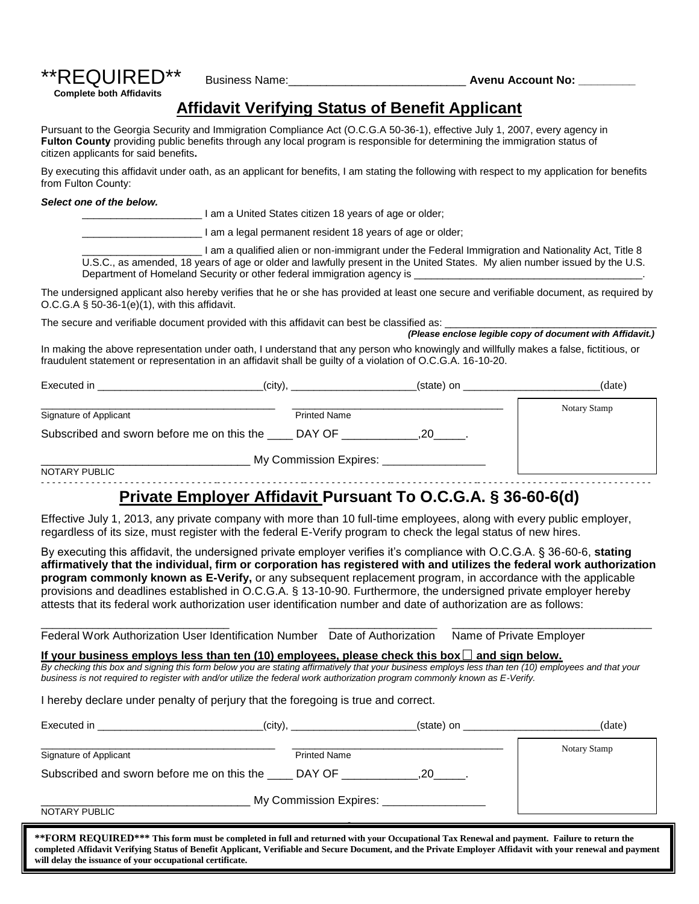**REQUIRED** Business Name:____________________________ **Avenu Account No: _________**

**Complete both Affidavits**

## Affidavit Verifying Status of Benefit Applicant

Pursuant to the Georgia Security and Immigration Compliance Act (O.C.G.A 50-36-1), effective July 1, 2007, every agency in **Fulton County** providing public benefits through any local program is responsible for determining the immigration status of citizen applicants for said benefits**.**

By executing this affidavit under oath, as an applicant for benefits, I am stating the following with respect to my application for benefits from Fulton County:

***Select one of the below.***

_____________________ I am a United States citizen 18 years of age or older;

_____________________ I am a legal permanent resident 18 years of age or older;

_____________________ I am a qualified alien or non-immigrant under the Federal Immigration and Nationality Act, Title 8 U.S.C., as amended, 18 years of age or older and lawfully present in the United States. My alien number issued by the U.S. Department of Homeland Security or other federal immigration agency is ________________________________________.

The undersigned applicant also hereby verifies that he or she has provided at least one secure and verifiable document, as required by O.C.G.A § 50-36-1(e)(1), with this affidavit.

The secure and verifiable document provided with this affidavit can best be classified as: ______________________________________

***(Please enclose legible copy of document with Affidavit.)***

In making the above representation under oath, I understand that any person who knowingly and willfully makes a false, fictitious, or fraudulent statement or representation in an affidavit shall be guilty of a violation of O.C.G.A. 16-10-20.

Executed in ____________________________(city), _____________________(state) on _______________________(date)

________________________________________ ___________________________________

Signature of Applicant Printed Name

Notary Stamp

Subscribed and sworn before me on this the ____ DAY OF ____________,20_____.

_________________________________ My Commission Expires: ________________

NOTARY PUBLIC

## Private Employer Affidavit Pursuant To O.C.G.A. § 36-60-6(d)

Effective July 1, 2013, any private company with more than 10 full-time employees, along with every public employer, regardless of its size, must register with the federal E-Verify program to check the legal status of new hires.

By executing this affidavit, the undersigned private employer verifies it's compliance with O.C.G.A. § 36-60-6, **stating affirmatively that the individual, firm or corporation has registered with and utilizes the federal work authorization program commonly known as E-Verify,** or any subsequent replacement program, in accordance with the applicable provisions and deadlines established in O.C.G.A. § 13-10-90. Furthermore, the undersigned private employer hereby attests that its federal work authorization user identification number and date of authorization are as follows:

_____________________________ _________________ ________________________________

Federal Work Authorization User Identification Number Date of Authorization Name of Private Employer

**If your business employs less than ten (10) employees, please check this box ☐ and sign below.**

*By checking this box and signing this form below you are stating affirmatively that your business employs less than ten (10) employees and that your business is not required to register with and/or utilize the federal work authorization program commonly known as E-Verify.*

I hereby declare under penalty of perjury that the foregoing is true and correct.

Executed in ____________________________(city), _____________________(state) on _______________________(date)

________________________________________ ___________________________________

Signature of Applicant Printed Name

Notary Stamp

Subscribed and sworn before me on this the ____ DAY OF ____________,20_____.

_________________________________ My Commission Expires: ________________

NOTARY PUBLIC

**\*\*FORM REQUIRED\*\*\* This form must be completed in full and returned with your Occupational Tax Renewal and payment. Failure to return the completed Affidavit Verifying Status of Benefit Applicant, Verifiable and Secure Document, and the Private Employer Affidavit with your renewal and payment will delay the issuance of your occupational certificate.**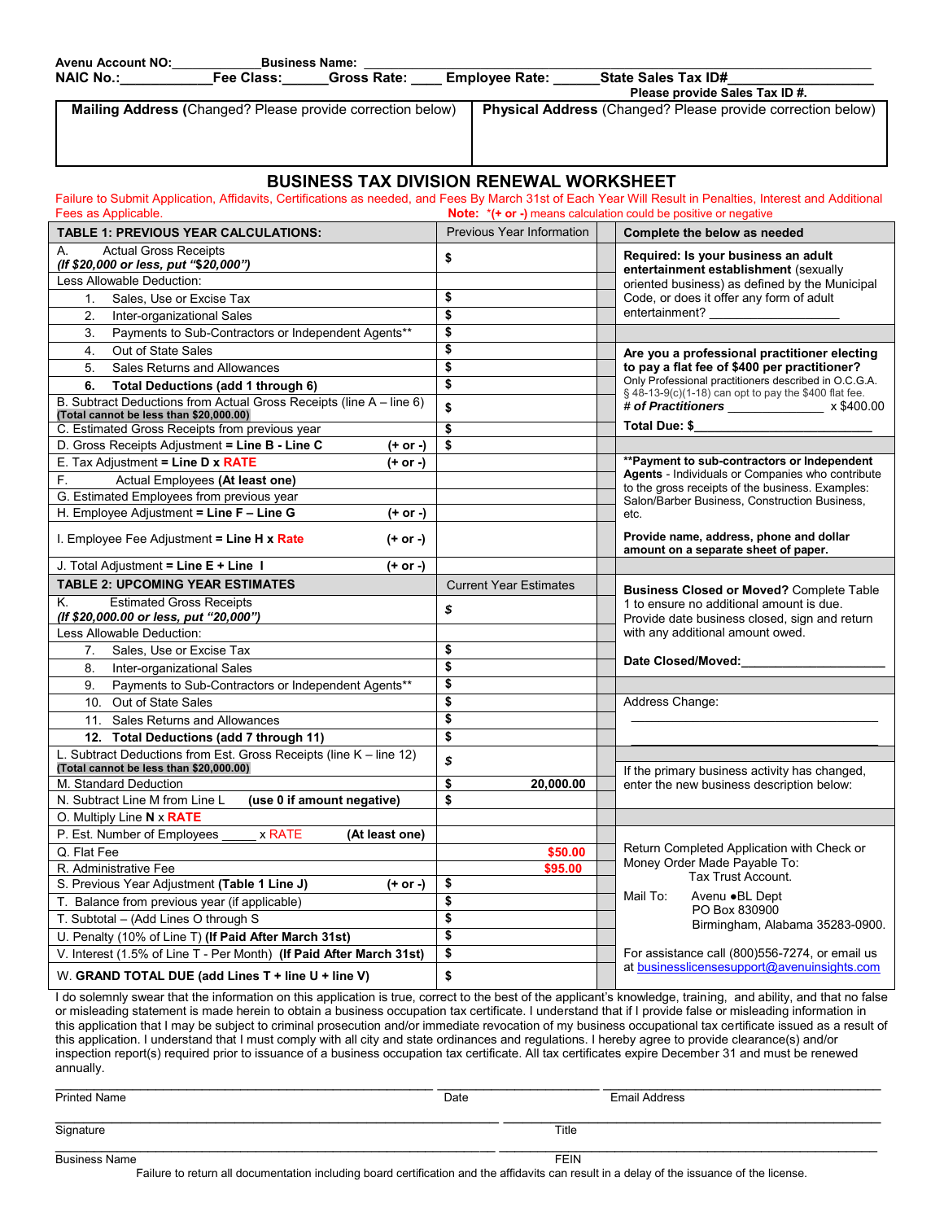Avenu Account NO:____________ Business Name: ________________________________________________

NAIC No.:____________ Fee Class:______ Gross Rate: ____ Employee Rate: ______ State Sales Tax ID#__________________

Please provide Sales Tax ID #.

| Mailing Address (Changed? Please provide correction below) | Physical Address (Changed? Please provide correction below) |
|---|---|
| | |

# BUSINESS TAX DIVISION RENEWAL WORKSHEET

Failure to Submit Application, Affidavits, Certifications as needed, and Fees By March 31st of Each Year Will Result in Penalties, Interest and Additional Fees as Applicable.

**Note:** *(+ or -) means calculation could be positive or negative

| TABLE 1: PREVIOUS YEAR CALCULATIONS: | Previous Year Information | Complete the below as needed |
|---|---|---|
| A. Actual Gross Receipts ***(If $20,000 or less, put "$20,000")*** | $ | **Required: Is your business an adult entertainment establishment** (sexually oriented business) as defined by the Municipal Code, or does it offer any form of adult entertainment? _________________ |
| Less Allowable Deduction: | | |
| 1. Sales, Use or Excise Tax | $ | |
| 2. Inter-organizational Sales | $ | |
| 3. Payments to Sub-Contractors or Independent Agents** | $ | |
| 4. Out of State Sales | $ | **Are you a professional practitioner electing to pay a flat fee of $400 per practitioner?** Only Professional practitioners described in O.C.G.A. § 48-13-9(c)(1-18) can opt to pay the $400 flat fee. ***# of Practitioners*** ______________ x $400.00 **Total Due: $**________________________ |
| 5. Sales Returns and Allowances | $ | |
| **6. Total Deductions (add 1 through 6)** | $ | |
| B. Subtract Deductions from Actual Gross Receipts (line A – line 6) **(Total cannot be less than $20,000.00)** | $ | |
| C. Estimated Gross Receipts from previous year | $ | |
| D. Gross Receipts Adjustment **= Line B - Line C** **(+ or -)** | $ | |
| E. Tax Adjustment **= Line D x RATE** **(+ or -)** | | **\*\*Payment to sub-contractors or Independent Agents** - Individuals or Companies who contribute to the gross receipts of the business. Examples: Salon/Barber Business, Construction Business, etc. |
| F. Actual Employees **(At least one)** | | |
| G. Estimated Employees from previous year | | |
| H. Employee Adjustment **= Line F – Line G** **(+ or -)** | | |
| I. Employee Fee Adjustment **= Line H x Rate** **(+ or -)** | | **Provide name, address, phone and dollar amount on a separate sheet of paper.** |
| J. Total Adjustment **= Line E + Line I** **(+ or -)** | | |
| **TABLE 2: UPCOMING YEAR ESTIMATES** | Current Year Estimates | |
| K. Estimated Gross Receipts ***(If $20,000.00 or less, put "20,000")*** | $ | **Business Closed or Moved?** Complete Table 1 to ensure no additional amount is due. Provide date business closed, sign and return with any additional amount owed. **Date Closed/Moved:**____________________ |
| Less Allowable Deduction: | | |
| 7. Sales, Use or Excise Tax | $ | |
| 8. Inter-organizational Sales | $ | |
| 9. Payments to Sub-Contractors or Independent Agents** | $ | |
| 10. Out of State Sales | $ | Address Change: ______________________________ ______________________________ |
| 11. Sales Returns and Allowances | $ | |
| **12. Total Deductions (add 7 through 11)** | $ | |
| L. Subtract Deductions from Est. Gross Receipts (line K – line 12) **(Total cannot be less than $20,000.00)** | $ | |
| M. Standard Deduction | $ 20,000.00 | If the primary business activity has changed, enter the new business description below: |
| N. Subtract Line M from Line L **(use 0 if amount negative)** | $ | |
| O. Multiply Line **N** x **RATE** | | |
| P. Est. Number of Employees _____ x RATE **(At least one)** | | Return Completed Application with Check or Money Order Made Payable To: Tax Trust Account. |
| Q. Flat Fee | $50.00 | |
| R. Administrative Fee | $95.00 | |
| S. Previous Year Adjustment **(Table 1 Line J)** **(+ or -)** | $ | Mail To: Avenu ●BL Dept PO Box 830900 Birmingham, Alabama 35283-0900. |
| T. Balance from previous year (if applicable) | $ | |
| T. Subtotal – (Add Lines O through S | $ | |
| U. Penalty (10% of Line T) **(If Paid After March 31st)** | $ | |
| V. Interest (1.5% of Line T - Per Month) **(If Paid After March 31st)** | $ | For assistance call (800)556-7274, or email us at businesslicensesupport@avenuinsights.com |
| **W. GRAND TOTAL DUE (add Lines T + line U + line V)** | $ | |

I do solemnly swear that the information on this application is true, correct to the best of the applicant's knowledge, training, and ability, and that no false or misleading statement is made herein to obtain a business occupation tax certificate. I understand that if I provide false or misleading information in this application that I may be subject to criminal prosecution and/or immediate revocation of my business occupational tax certificate issued as a result of this application. I understand that I must comply with all city and state ordinances and regulations. I hereby agree to provide clearance(s) and/or inspection report(s) required prior to issuance of a business occupation tax certificate. All tax certificates expire December 31 and must be renewed annually.

______________________________ ______________ ______________________________

Printed Name Date Email Address

______________________________ ______________________________

Signature Title

______________________________ ______________________________

Business Name FEIN

Failure to return all documentation including board certification and the affidavits can result in a delay of the issuance of the license.